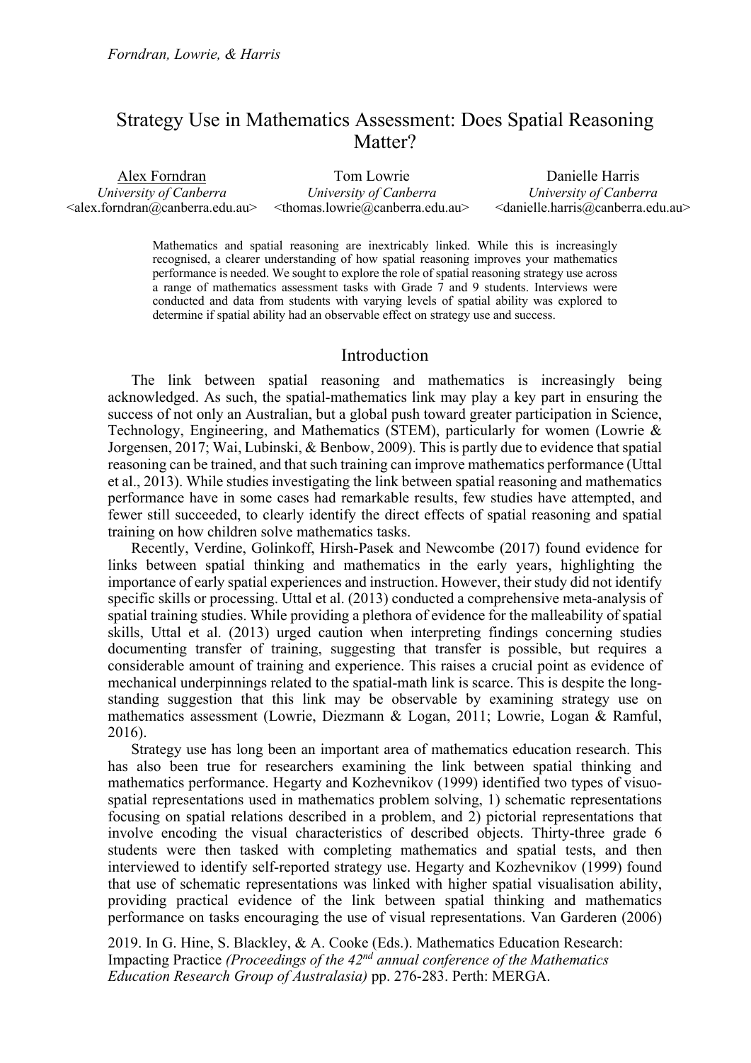# Strategy Use in Mathematics Assessment: Does Spatial Reasoning Matter?

| Alex Forndran | Tom Lowrie | Danielle Harris |
|---|---|---|
| *University of Canberra* | *University of Canberra* | *University of Canberra* |
| <alex.forndran@canberra.edu.au> | <thomas.lowrie@canberra.edu.au> | <danielle.harris@canberra.edu.au> |

Mathematics and spatial reasoning are inextricably linked. While this is increasingly recognised, a clearer understanding of how spatial reasoning improves your mathematics performance is needed. We sought to explore the role of spatial reasoning strategy use across a range of mathematics assessment tasks with Grade 7 and 9 students. Interviews were conducted and data from students with varying levels of spatial ability was explored to determine if spatial ability had an observable effect on strategy use and success.

## Introduction

The link between spatial reasoning and mathematics is increasingly being acknowledged. As such, the spatial-mathematics link may play a key part in ensuring the success of not only an Australian, but a global push toward greater participation in Science, Technology, Engineering, and Mathematics (STEM), particularly for women (Lowrie & Jorgensen, 2017; Wai, Lubinski, & Benbow, 2009). This is partly due to evidence that spatial reasoning can be trained, and that such training can improve mathematics performance (Uttal et al., 2013). While studies investigating the link between spatial reasoning and mathematics performance have in some cases had remarkable results, few studies have attempted, and fewer still succeeded, to clearly identify the direct effects of spatial reasoning and spatial training on how children solve mathematics tasks.

Recently, Verdine, Golinkoff, Hirsh-Pasek and Newcombe (2017) found evidence for links between spatial thinking and mathematics in the early years, highlighting the importance of early spatial experiences and instruction. However, their study did not identify specific skills or processing. Uttal et al. (2013) conducted a comprehensive meta-analysis of spatial training studies. While providing a plethora of evidence for the malleability of spatial skills, Uttal et al. (2013) urged caution when interpreting findings concerning studies documenting transfer of training, suggesting that transfer is possible, but requires a considerable amount of training and experience. This raises a crucial point as evidence of mechanical underpinnings related to the spatial-math link is scarce. This is despite the long-standing suggestion that this link may be observable by examining strategy use on mathematics assessment (Lowrie, Diezmann & Logan, 2011; Lowrie, Logan & Ramful, 2016).

Strategy use has long been an important area of mathematics education research. This has also been true for researchers examining the link between spatial thinking and mathematics performance. Hegarty and Kozhevnikov (1999) identified two types of visuo-spatial representations used in mathematics problem solving, 1) schematic representations focusing on spatial relations described in a problem, and 2) pictorial representations that involve encoding the visual characteristics of described objects. Thirty-three grade 6 students were then tasked with completing mathematics and spatial tests, and then interviewed to identify self-reported strategy use. Hegarty and Kozhevnikov (1999) found that use of schematic representations was linked with higher spatial visualisation ability, providing practical evidence of the link between spatial thinking and mathematics performance on tasks encouraging the use of visual representations. Van Garderen (2006)

2019. In G. Hine, S. Blackley, & A. Cooke (Eds.). Mathematics Education Research: Impacting Practice *(Proceedings of the 42nd annual conference of the Mathematics Education Research Group of Australasia)* pp. 276-283. Perth: MERGA.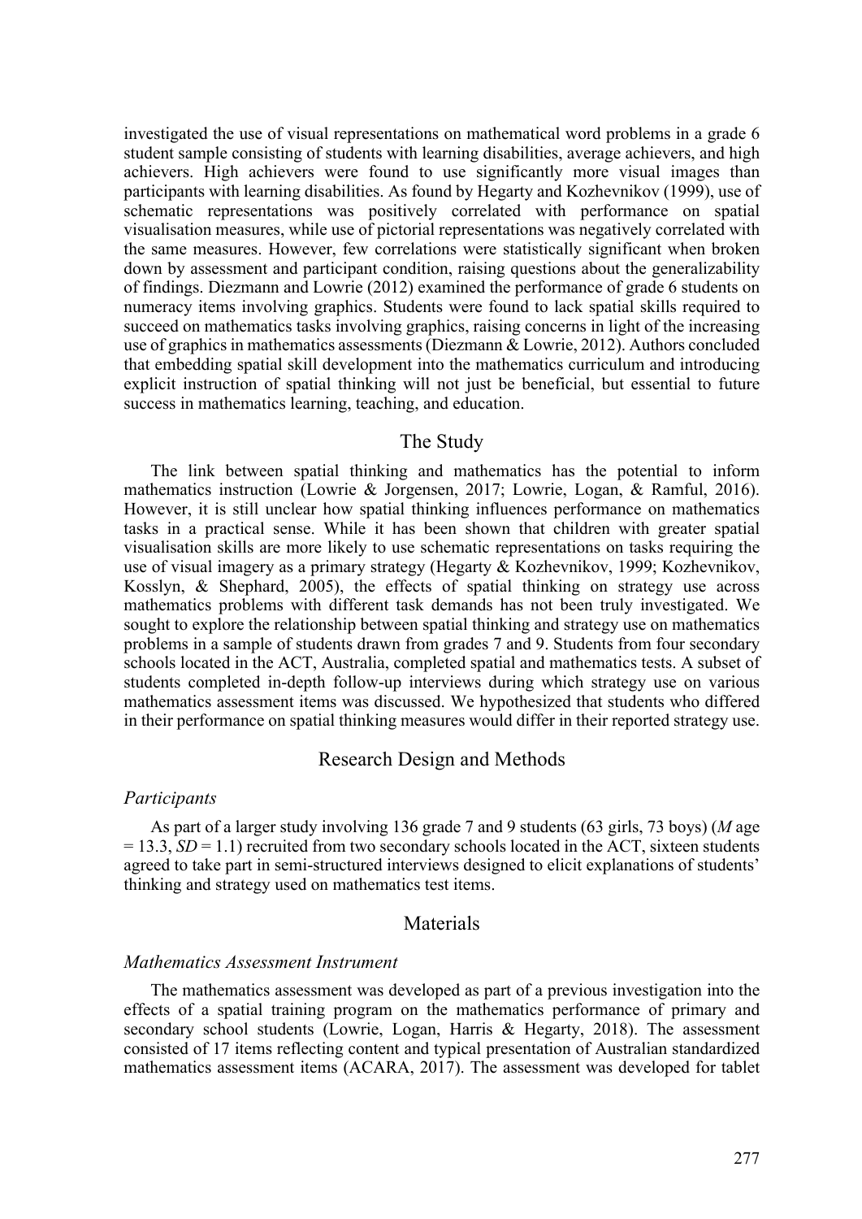investigated the use of visual representations on mathematical word problems in a grade 6 student sample consisting of students with learning disabilities, average achievers, and high achievers. High achievers were found to use significantly more visual images than participants with learning disabilities. As found by Hegarty and Kozhevnikov (1999), use of schematic representations was positively correlated with performance on spatial visualisation measures, while use of pictorial representations was negatively correlated with the same measures. However, few correlations were statistically significant when broken down by assessment and participant condition, raising questions about the generalizability of findings. Diezmann and Lowrie (2012) examined the performance of grade 6 students on numeracy items involving graphics. Students were found to lack spatial skills required to succeed on mathematics tasks involving graphics, raising concerns in light of the increasing use of graphics in mathematics assessments (Diezmann & Lowrie, 2012). Authors concluded that embedding spatial skill development into the mathematics curriculum and introducing explicit instruction of spatial thinking will not just be beneficial, but essential to future success in mathematics learning, teaching, and education.

## The Study

The link between spatial thinking and mathematics has the potential to inform mathematics instruction (Lowrie & Jorgensen, 2017; Lowrie, Logan, & Ramful, 2016). However, it is still unclear how spatial thinking influences performance on mathematics tasks in a practical sense. While it has been shown that children with greater spatial visualisation skills are more likely to use schematic representations on tasks requiring the use of visual imagery as a primary strategy (Hegarty & Kozhevnikov, 1999; Kozhevnikov, Kosslyn, & Shephard, 2005), the effects of spatial thinking on strategy use across mathematics problems with different task demands has not been truly investigated. We sought to explore the relationship between spatial thinking and strategy use on mathematics problems in a sample of students drawn from grades 7 and 9. Students from four secondary schools located in the ACT, Australia, completed spatial and mathematics tests. A subset of students completed in-depth follow-up interviews during which strategy use on various mathematics assessment items was discussed. We hypothesized that students who differed in their performance on spatial thinking measures would differ in their reported strategy use.

## Research Design and Methods

### *Participants*

As part of a larger study involving 136 grade 7 and 9 students (63 girls, 73 boys) (*M* age = 13.3, *SD* = 1.1) recruited from two secondary schools located in the ACT, sixteen students agreed to take part in semi-structured interviews designed to elicit explanations of students' thinking and strategy used on mathematics test items.

## Materials

### *Mathematics Assessment Instrument*

The mathematics assessment was developed as part of a previous investigation into the effects of a spatial training program on the mathematics performance of primary and secondary school students (Lowrie, Logan, Harris & Hegarty, 2018). The assessment consisted of 17 items reflecting content and typical presentation of Australian standardized mathematics assessment items (ACARA, 2017). The assessment was developed for tablet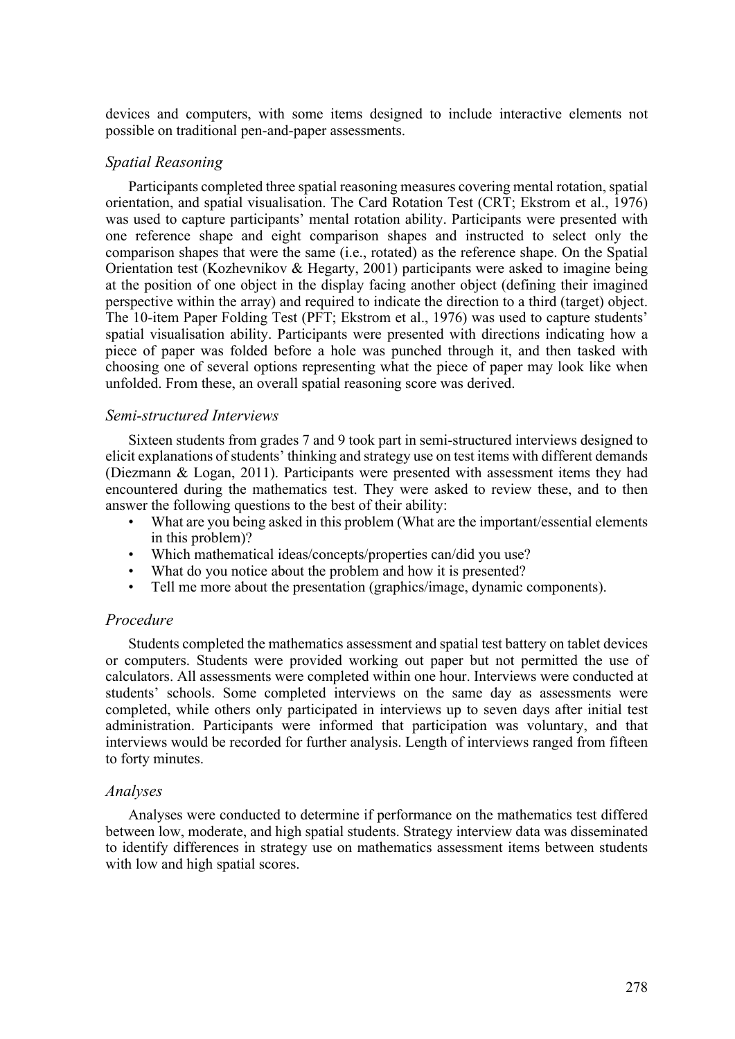devices and computers, with some items designed to include interactive elements not possible on traditional pen-and-paper assessments.

### *Spatial Reasoning*

Participants completed three spatial reasoning measures covering mental rotation, spatial orientation, and spatial visualisation. The Card Rotation Test (CRT; Ekstrom et al., 1976) was used to capture participants' mental rotation ability. Participants were presented with one reference shape and eight comparison shapes and instructed to select only the comparison shapes that were the same (i.e., rotated) as the reference shape. On the Spatial Orientation test (Kozhevnikov & Hegarty, 2001) participants were asked to imagine being at the position of one object in the display facing another object (defining their imagined perspective within the array) and required to indicate the direction to a third (target) object. The 10-item Paper Folding Test (PFT; Ekstrom et al., 1976) was used to capture students' spatial visualisation ability. Participants were presented with directions indicating how a piece of paper was folded before a hole was punched through it, and then tasked with choosing one of several options representing what the piece of paper may look like when unfolded. From these, an overall spatial reasoning score was derived.

### *Semi-structured Interviews*

Sixteen students from grades 7 and 9 took part in semi-structured interviews designed to elicit explanations of students' thinking and strategy use on test items with different demands (Diezmann & Logan, 2011). Participants were presented with assessment items they had encountered during the mathematics test. They were asked to review these, and to then answer the following questions to the best of their ability:

- What are you being asked in this problem (What are the important/essential elements in this problem)?
- Which mathematical ideas/concepts/properties can/did you use?
- What do you notice about the problem and how it is presented?
- Tell me more about the presentation (graphics/image, dynamic components).

### *Procedure*

Students completed the mathematics assessment and spatial test battery on tablet devices or computers. Students were provided working out paper but not permitted the use of calculators. All assessments were completed within one hour. Interviews were conducted at students' schools. Some completed interviews on the same day as assessments were completed, while others only participated in interviews up to seven days after initial test administration. Participants were informed that participation was voluntary, and that interviews would be recorded for further analysis. Length of interviews ranged from fifteen to forty minutes.

### *Analyses*

Analyses were conducted to determine if performance on the mathematics test differed between low, moderate, and high spatial students. Strategy interview data was disseminated to identify differences in strategy use on mathematics assessment items between students with low and high spatial scores.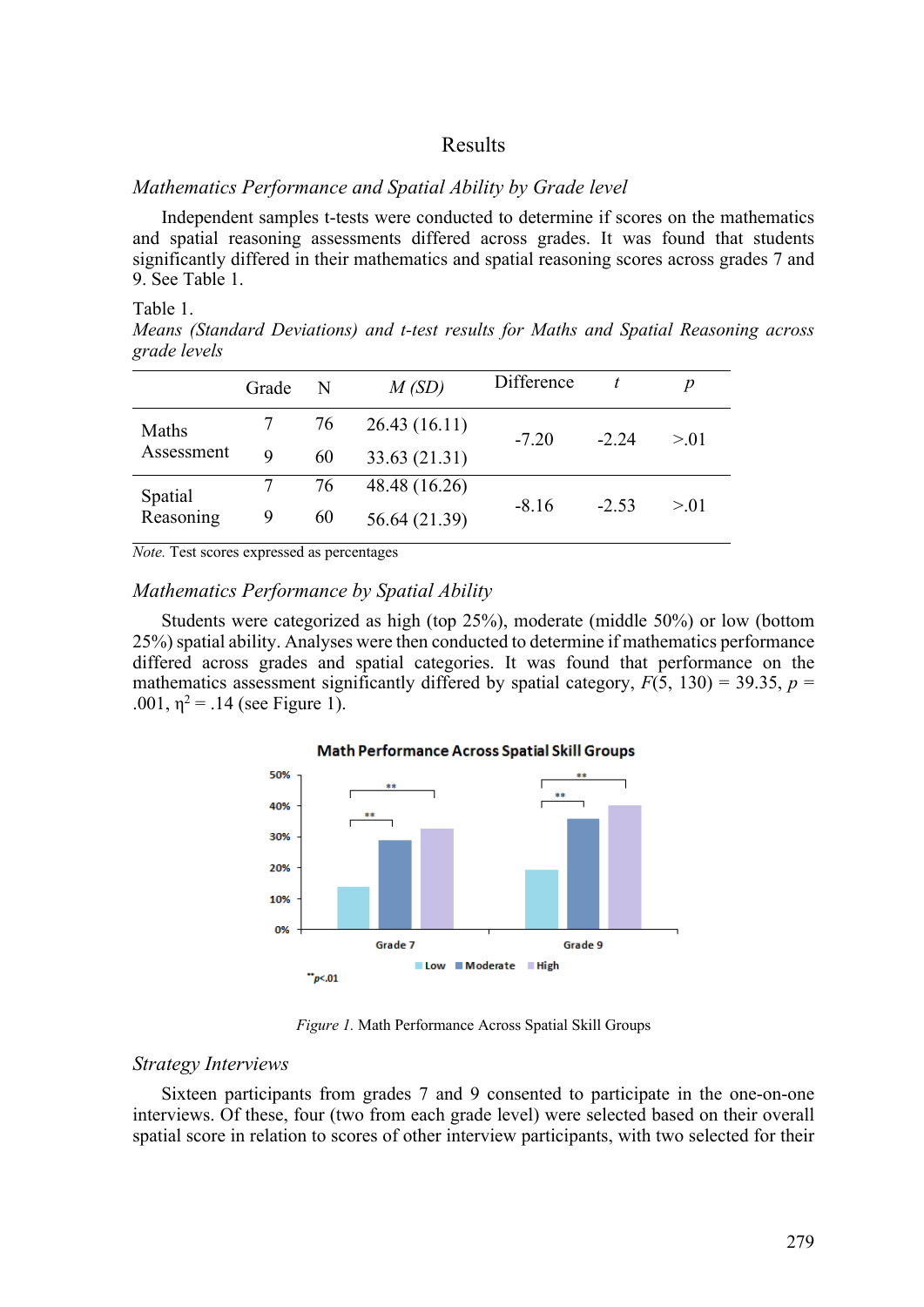# Results

## *Mathematics Performance and Spatial Ability by Grade level*

Independent samples t-tests were conducted to determine if scores on the mathematics and spatial reasoning assessments differed across grades. It was found that students significantly differed in their mathematics and spatial reasoning scores across grades 7 and 9. See Table 1.

Table 1.
*Means (Standard Deviations) and t-test results for Maths and Spatial Reasoning across grade levels*

| | Grade | N | *M (SD)* | Difference | *t* | *p* |
|---|---|---|---|---|---|---|
| Maths Assessment | 7 | 76 | 26.43 (16.11) | -7.20 | -2.24 | >.01 |
| | 9 | 60 | 33.63 (21.31) | | | |
| Spatial Reasoning | 7 | 76 | 48.48 (16.26) | -8.16 | -2.53 | >.01 |
| | 9 | 60 | 56.64 (21.39) | | | |

*Note.* Test scores expressed as percentages

## *Mathematics Performance by Spatial Ability*

Students were categorized as high (top 25%), moderate (middle 50%) or low (bottom 25%) spatial ability. Analyses were then conducted to determine if mathematics performance differed across grades and spatial categories. It was found that performance on the mathematics assessment significantly differed by spatial category, $F(5, 130) = 39.35$, $p = .001$, $\eta^2 = .14$ (see Figure 1).

*Figure 1.* Math Performance Across Spatial Skill Groups

## *Strategy Interviews*

Sixteen participants from grades 7 and 9 consented to participate in the one-on-one interviews. Of these, four (two from each grade level) were selected based on their overall spatial score in relation to scores of other interview participants, with two selected for their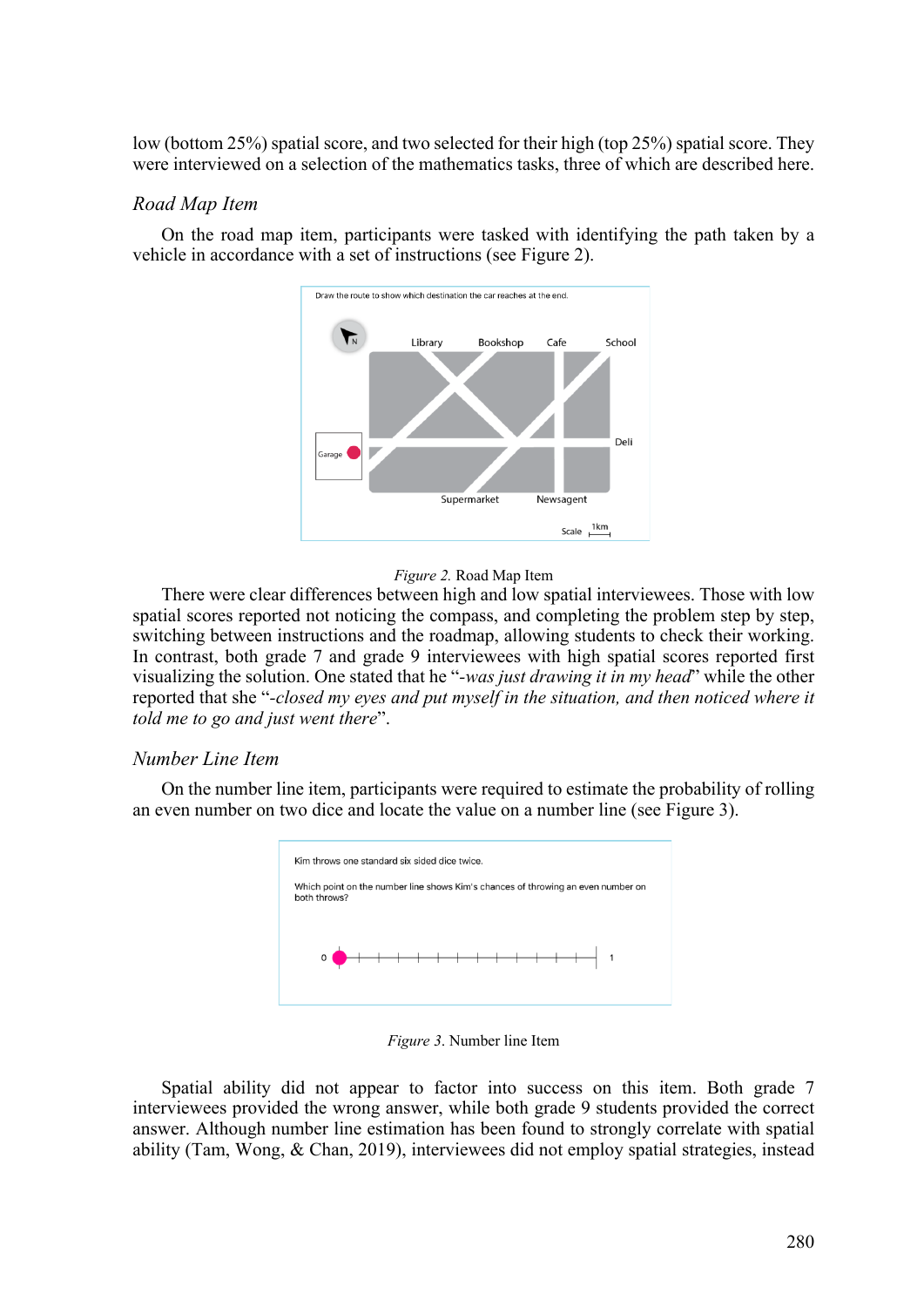low (bottom 25%) spatial score, and two selected for their high (top 25%) spatial score. They were interviewed on a selection of the mathematics tasks, three of which are described here.

### *Road Map Item*

On the road map item, participants were tasked with identifying the path taken by a vehicle in accordance with a set of instructions (see Figure 2).

*Figure 2.* Road Map Item

There were clear differences between high and low spatial interviewees. Those with low spatial scores reported not noticing the compass, and completing the problem step by step, switching between instructions and the roadmap, allowing students to check their working. In contrast, both grade 7 and grade 9 interviewees with high spatial scores reported first visualizing the solution. One stated that he "*-was just drawing it in my head*" while the other reported that she "*-closed my eyes and put myself in the situation, and then noticed where it told me to go and just went there*".

### *Number Line Item*

On the number line item, participants were required to estimate the probability of rolling an even number on two dice and locate the value on a number line (see Figure 3).

*Figure 3.* Number line Item

Spatial ability did not appear to factor into success on this item. Both grade 7 interviewees provided the wrong answer, while both grade 9 students provided the correct answer. Although number line estimation has been found to strongly correlate with spatial ability (Tam, Wong, & Chan, 2019), interviewees did not employ spatial strategies, instead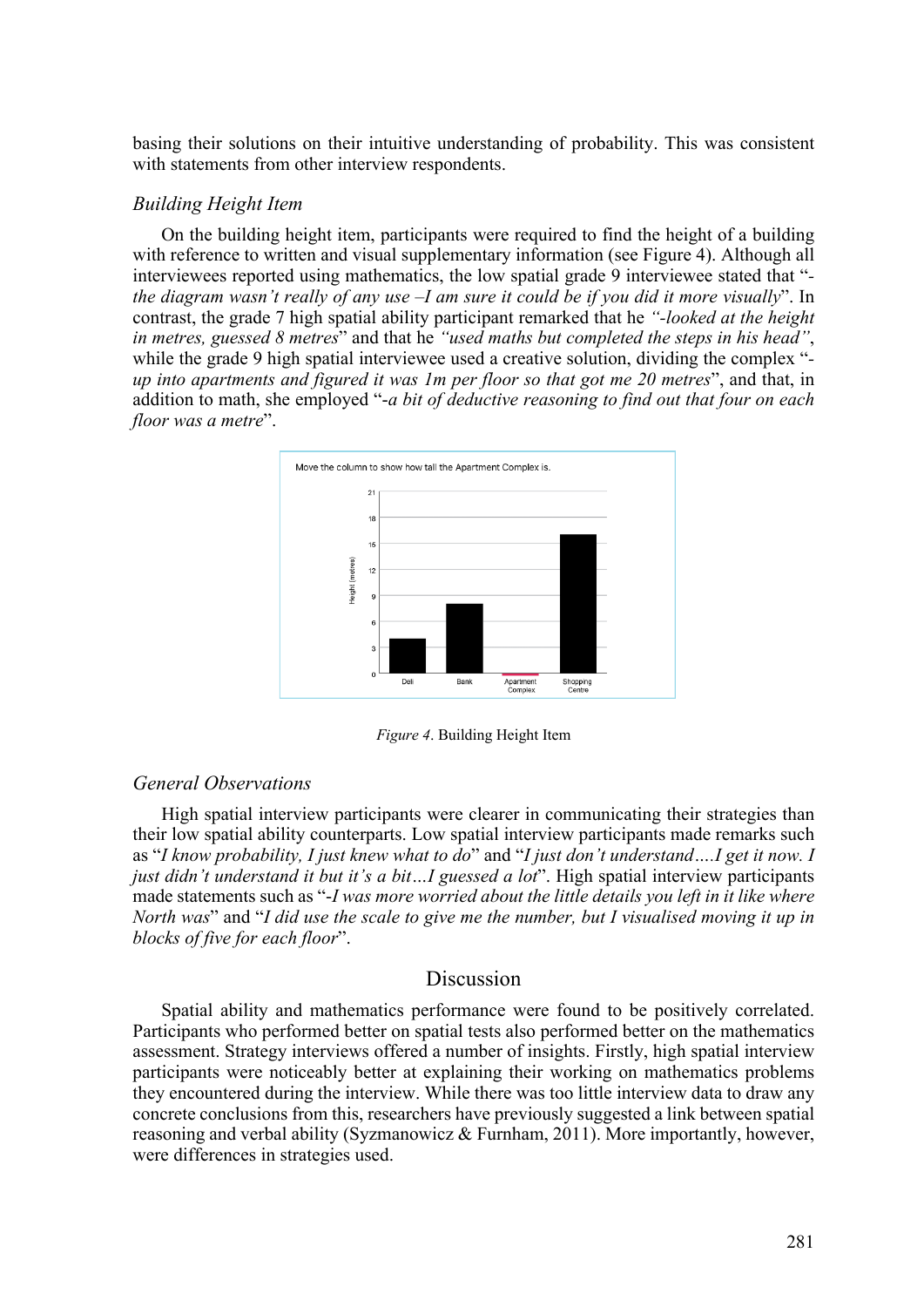basing their solutions on their intuitive understanding of probability. This was consistent with statements from other interview respondents.

### *Building Height Item*

On the building height item, participants were required to find the height of a building with reference to written and visual supplementary information (see Figure 4). Although all interviewees reported using mathematics, the low spatial grade 9 interviewee stated that "*-the diagram wasn't really of any use –I am sure it could be if you did it more visually*". In contrast, the grade 7 high spatial ability participant remarked that he *"-looked at the height in metres, guessed 8 metres*" and that he *"used maths but completed the steps in his head"*, while the grade 9 high spatial interviewee used a creative solution, dividing the complex "*-up into apartments and figured it was 1m per floor so that got me 20 metres*", and that, in addition to math, she employed "*-a bit of deductive reasoning to find out that four on each floor was a metre*".

*Figure 4*. Building Height Item

### *General Observations*

High spatial interview participants were clearer in communicating their strategies than their low spatial ability counterparts. Low spatial interview participants made remarks such as "*I know probability, I just knew what to do*" and "*I just don't understand….I get it now. I just didn't understand it but it's a bit…I guessed a lot*". High spatial interview participants made statements such as "*-I was more worried about the little details you left in it like where North was*" and "*I did use the scale to give me the number, but I visualised moving it up in blocks of five for each floor*".

## Discussion

Spatial ability and mathematics performance were found to be positively correlated. Participants who performed better on spatial tests also performed better on the mathematics assessment. Strategy interviews offered a number of insights. Firstly, high spatial interview participants were noticeably better at explaining their working on mathematics problems they encountered during the interview. While there was too little interview data to draw any concrete conclusions from this, researchers have previously suggested a link between spatial reasoning and verbal ability (Syzmanowicz & Furnham, 2011). More importantly, however, were differences in strategies used.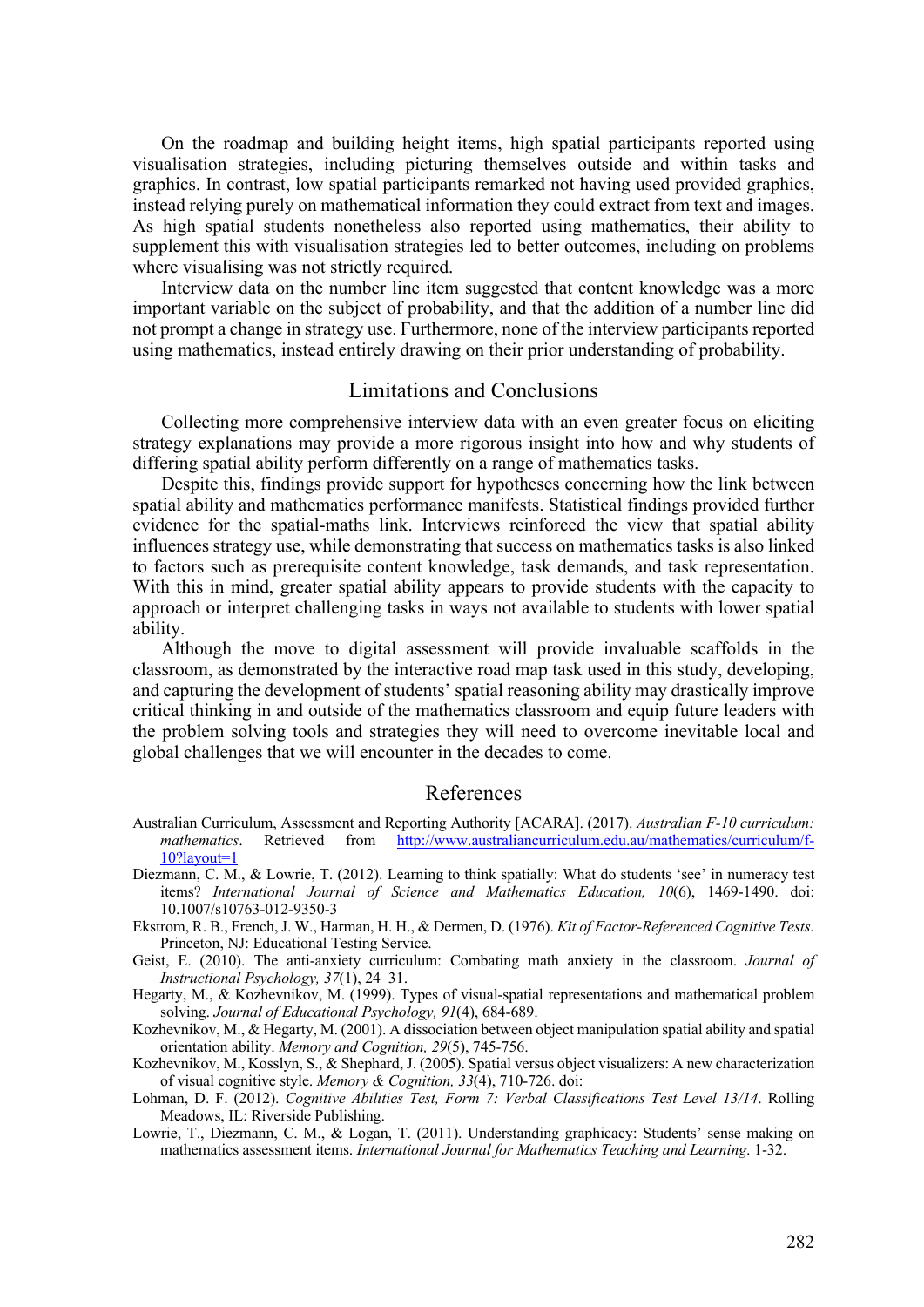On the roadmap and building height items, high spatial participants reported using visualisation strategies, including picturing themselves outside and within tasks and graphics. In contrast, low spatial participants remarked not having used provided graphics, instead relying purely on mathematical information they could extract from text and images. As high spatial students nonetheless also reported using mathematics, their ability to supplement this with visualisation strategies led to better outcomes, including on problems where visualising was not strictly required.

Interview data on the number line item suggested that content knowledge was a more important variable on the subject of probability, and that the addition of a number line did not prompt a change in strategy use. Furthermore, none of the interview participants reported using mathematics, instead entirely drawing on their prior understanding of probability.

## Limitations and Conclusions

Collecting more comprehensive interview data with an even greater focus on eliciting strategy explanations may provide a more rigorous insight into how and why students of differing spatial ability perform differently on a range of mathematics tasks.

Despite this, findings provide support for hypotheses concerning how the link between spatial ability and mathematics performance manifests. Statistical findings provided further evidence for the spatial-maths link. Interviews reinforced the view that spatial ability influences strategy use, while demonstrating that success on mathematics tasks is also linked to factors such as prerequisite content knowledge, task demands, and task representation. With this in mind, greater spatial ability appears to provide students with the capacity to approach or interpret challenging tasks in ways not available to students with lower spatial ability.

Although the move to digital assessment will provide invaluable scaffolds in the classroom, as demonstrated by the interactive road map task used in this study, developing, and capturing the development of students' spatial reasoning ability may drastically improve critical thinking in and outside of the mathematics classroom and equip future leaders with the problem solving tools and strategies they will need to overcome inevitable local and global challenges that we will encounter in the decades to come.

## References

Australian Curriculum, Assessment and Reporting Authority [ACARA]. (2017). *Australian F-10 curriculum: mathematics*. Retrieved from http://www.australiancurriculum.edu.au/mathematics/curriculum/f-10?layout=1

Diezmann, C. M., & Lowrie, T. (2012). Learning to think spatially: What do students 'see' in numeracy test items? *International Journal of Science and Mathematics Education, 10*(6), 1469-1490. doi: 10.1007/s10763-012-9350-3

Ekstrom, R. B., French, J. W., Harman, H. H., & Dermen, D. (1976). *Kit of Factor-Referenced Cognitive Tests.* Princeton, NJ: Educational Testing Service.

Geist, E. (2010). The anti-anxiety curriculum: Combating math anxiety in the classroom. *Journal of Instructional Psychology, 37*(1), 24–31.

Hegarty, M., & Kozhevnikov, M. (1999). Types of visual-spatial representations and mathematical problem solving. *Journal of Educational Psychology, 91*(4), 684-689.

Kozhevnikov, M., & Hegarty, M. (2001). A dissociation between object manipulation spatial ability and spatial orientation ability. *Memory and Cognition, 29*(5), 745-756.

Kozhevnikov, M., Kosslyn, S., & Shephard, J. (2005). Spatial versus object visualizers: A new characterization of visual cognitive style. *Memory & Cognition, 33*(4), 710-726. doi:

Lohman, D. F. (2012). *Cognitive Abilities Test, Form 7: Verbal Classifications Test Level 13/14*. Rolling Meadows, IL: Riverside Publishing.

Lowrie, T., Diezmann, C. M., & Logan, T. (2011). Understanding graphicacy: Students' sense making on mathematics assessment items. *International Journal for Mathematics Teaching and Learning.* 1-32.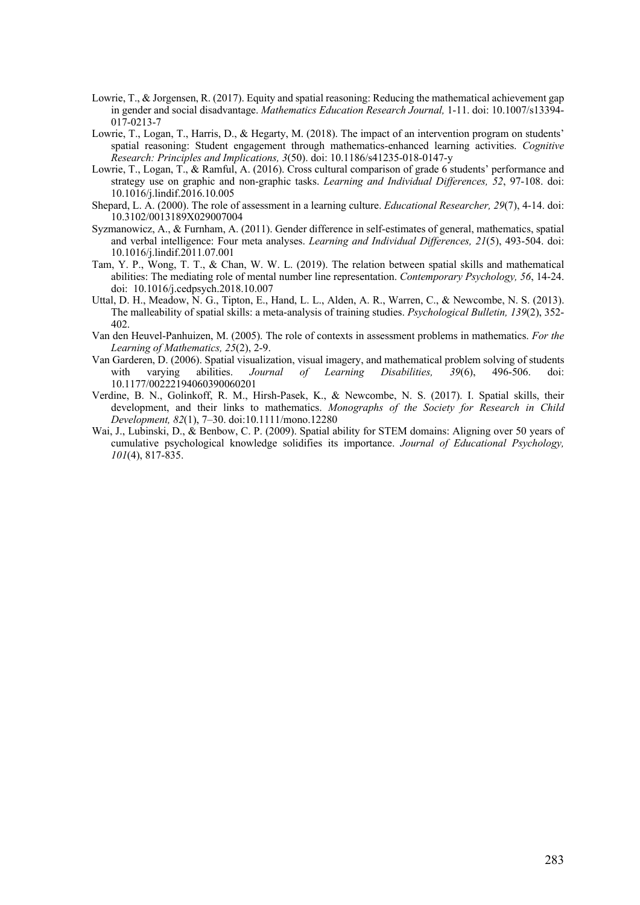Lowrie, T., & Jorgensen, R. (2017). Equity and spatial reasoning: Reducing the mathematical achievement gap in gender and social disadvantage. *Mathematics Education Research Journal,* 1-11. doi: 10.1007/s13394-017-0213-7

Lowrie, T., Logan, T., Harris, D., & Hegarty, M. (2018). The impact of an intervention program on students' spatial reasoning: Student engagement through mathematics-enhanced learning activities. *Cognitive Research: Principles and Implications, 3*(50). doi: 10.1186/s41235-018-0147-y

Lowrie, T., Logan, T., & Ramful, A. (2016). Cross cultural comparison of grade 6 students' performance and strategy use on graphic and non-graphic tasks. *Learning and Individual Differences, 52*, 97-108. doi: 10.1016/j.lindif.2016.10.005

Shepard, L. A. (2000). The role of assessment in a learning culture. *Educational Researcher, 29*(7), 4-14. doi: 10.3102/0013189X029007004

Syzmanowicz, A., & Furnham, A. (2011). Gender difference in self-estimates of general, mathematics, spatial and verbal intelligence: Four meta analyses. *Learning and Individual Differences, 21*(5), 493-504. doi: 10.1016/j.lindif.2011.07.001

Tam, Y. P., Wong, T. T., & Chan, W. W. L. (2019). The relation between spatial skills and mathematical abilities: The mediating role of mental number line representation. *Contemporary Psychology, 56*, 14-24. doi: 10.1016/j.cedpsych.2018.10.007

Uttal, D. H., Meadow, N. G., Tipton, E., Hand, L. L., Alden, A. R., Warren, C., & Newcombe, N. S. (2013). The malleability of spatial skills: a meta-analysis of training studies. *Psychological Bulletin, 139*(2), 352-402.

Van den Heuvel-Panhuizen, M. (2005). The role of contexts in assessment problems in mathematics. *For the Learning of Mathematics, 25*(2), 2-9.

Van Garderen, D. (2006). Spatial visualization, visual imagery, and mathematical problem solving of students with varying abilities. *Journal of Learning Disabilities, 39*(6), 496-506. doi: 10.1177/00222194060390060201

Verdine, B. N., Golinkoff, R. M., Hirsh-Pasek, K., & Newcombe, N. S. (2017). I. Spatial skills, their development, and their links to mathematics. *Monographs of the Society for Research in Child Development, 82*(1), 7–30. doi:10.1111/mono.12280

Wai, J., Lubinski, D., & Benbow, C. P. (2009). Spatial ability for STEM domains: Aligning over 50 years of cumulative psychological knowledge solidifies its importance. *Journal of Educational Psychology, 101*(4), 817-835.